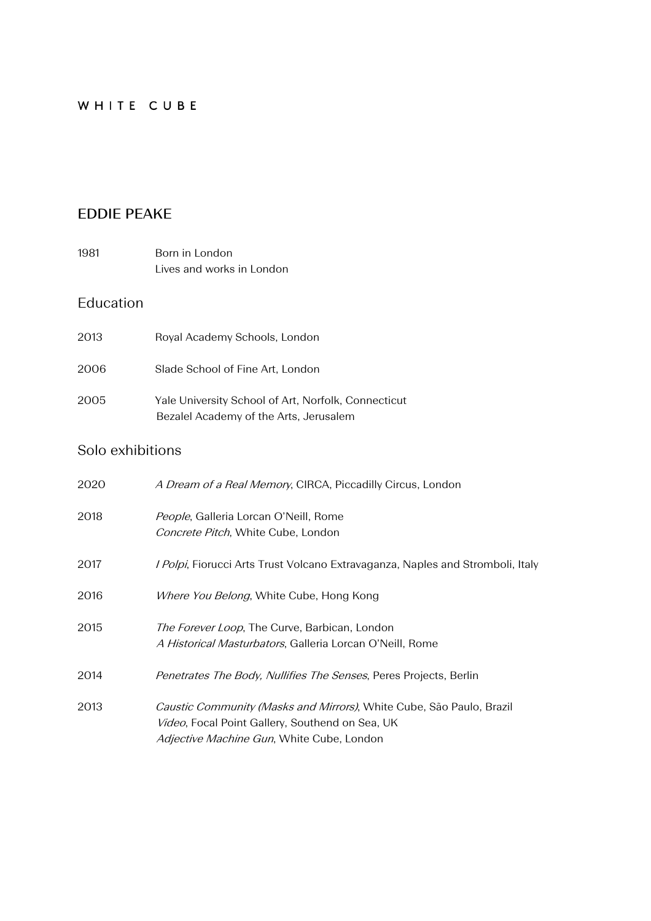WHITE CUBE

# EDDIE PEAKE

1981 Born in London
Lives and works in London

## Education

2013 Royal Academy Schools, London

2006 Slade School of Fine Art, London

2005 Yale University School of Art, Norfolk, Connecticut
Bezalel Academy of the Arts, Jerusalem

## Solo exhibitions

2020 *A Dream of a Real Memory*, CIRCA, Piccadilly Circus, London

2018 *People*, Galleria Lorcan O'Neill, Rome
*Concrete Pitch*, White Cube, London

2017 *I Polpi*, Fiorucci Arts Trust Volcano Extravaganza, Naples and Stromboli, Italy

2016 *Where You Belong*, White Cube, Hong Kong

2015 *The Forever Loop*, The Curve, Barbican, London
*A Historical Masturbators*, Galleria Lorcan O'Neill, Rome

2014 *Penetrates The Body, Nullifies The Senses*, Peres Projects, Berlin

2013 *Caustic Community (Masks and Mirrors)*, White Cube, São Paulo, Brazil
*Video*, Focal Point Gallery, Southend on Sea, UK
*Adjective Machine Gun*, White Cube, London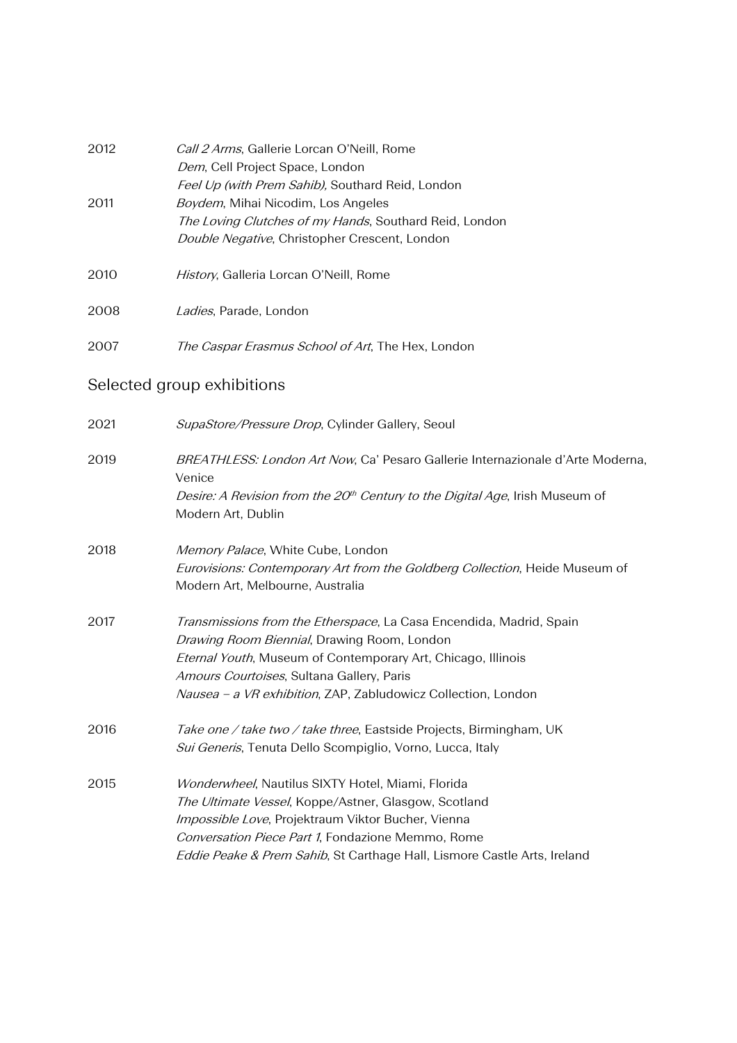2012 *Call 2 Arms*, Gallerie Lorcan O'Neill, Rome
*Dem*, Cell Project Space, London
*Feel Up (with Prem Sahib),* Southard Reid, London

2011 *Boydem*, Mihai Nicodim, Los Angeles
*The Loving Clutches of my Hands*, Southard Reid, London
*Double Negative*, Christopher Crescent, London

2010 *History*, Galleria Lorcan O'Neill, Rome

2008 *Ladies*, Parade, London

2007 *The Caspar Erasmus School of Art*, The Hex, London

## Selected group exhibitions

2021 *SupaStore/Pressure Drop*, Cylinder Gallery, Seoul

2019 *BREATHLESS: London Art Now*, Ca' Pesaro Gallerie Internazionale d'Arte Moderna, Venice
*Desire: A Revision from the 20th Century to the Digital Age*, Irish Museum of Modern Art, Dublin

2018 *Memory Palace*, White Cube, London
*Eurovisions: Contemporary Art from the Goldberg Collection*, Heide Museum of Modern Art, Melbourne, Australia

2017 *Transmissions from the Etherspace*, La Casa Encendida, Madrid, Spain
*Drawing Room Biennial*, Drawing Room, London
*Eternal Youth*, Museum of Contemporary Art, Chicago, Illinois
*Amours Courtoises*, Sultana Gallery, Paris
*Nausea – a VR exhibition*, ZAP, Zabludowicz Collection, London

2016 *Take one / take two / take three*, Eastside Projects, Birmingham, UK
*Sui Generis*, Tenuta Dello Scompiglio, Vorno, Lucca, Italy

2015 *Wonderwheel*, Nautilus SIXTY Hotel, Miami, Florida
*The Ultimate Vessel*, Koppe/Astner, Glasgow, Scotland
*Impossible Love*, Projektraum Viktor Bucher, Vienna
*Conversation Piece Part 1*, Fondazione Memmo, Rome
*Eddie Peake & Prem Sahib*, St Carthage Hall, Lismore Castle Arts, Ireland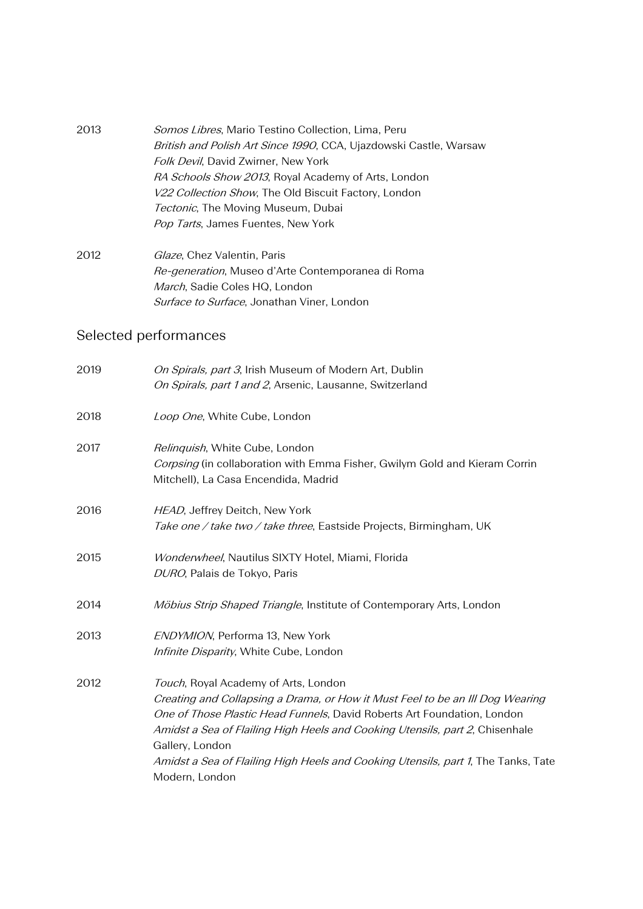2013 *Somos Libres*, Mario Testino Collection, Lima, Peru
*British and Polish Art Since 1990*, CCA, Ujazdowski Castle, Warsaw
*Folk Devil*, David Zwirner, New York
*RA Schools Show 2013*, Royal Academy of Arts, London
*V22 Collection Show*, The Old Biscuit Factory, London
*Tectonic*, The Moving Museum, Dubai
*Pop Tarts*, James Fuentes, New York

2012 *Glaze*, Chez Valentin, Paris
*Re-generation*, Museo d'Arte Contemporanea di Roma
*March*, Sadie Coles HQ, London
*Surface to Surface*, Jonathan Viner, London

## Selected performances

2019 *On Spirals, part 3*, Irish Museum of Modern Art, Dublin
*On Spirals, part 1 and 2*, Arsenic, Lausanne, Switzerland

2018 *Loop One*, White Cube, London

2017 *Relinquish*, White Cube, London
*Corpsing* (in collaboration with Emma Fisher, Gwilym Gold and Kieram Corrin Mitchell), La Casa Encendida, Madrid

2016 *HEAD*, Jeffrey Deitch, New York
*Take one / take two / take three*, Eastside Projects, Birmingham, UK

2015 *Wonderwheel*, Nautilus SIXTY Hotel, Miami, Florida
*DURO*, Palais de Tokyo, Paris

2014 *Möbius Strip Shaped Triangle*, Institute of Contemporary Arts, London

2013 *ENDYMION*, Performa 13, New York
*Infinite Disparity*, White Cube, London

2012 *Touch*, Royal Academy of Arts, London
*Creating and Collapsing a Drama, or How it Must Feel to be an Ill Dog Wearing One of Those Plastic Head Funnels*, David Roberts Art Foundation, London
*Amidst a Sea of Flailing High Heels and Cooking Utensils, part 2*, Chisenhale Gallery, London
*Amidst a Sea of Flailing High Heels and Cooking Utensils, part 1*, The Tanks, Tate Modern, London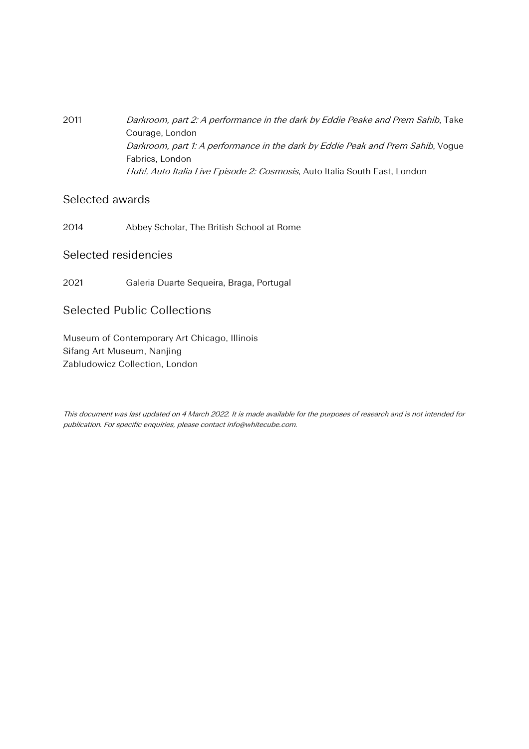2011 *Darkroom, part 2: A performance in the dark by Eddie Peake and Prem Sahib*, Take Courage, London
*Darkroom, part 1: A performance in the dark by Eddie Peak and Prem Sahib*, Vogue Fabrics, London
*Huh!, Auto Italia Live Episode 2: Cosmosis*, Auto Italia South East, London

## Selected awards

2014 Abbey Scholar, The British School at Rome

## Selected residencies

2021 Galeria Duarte Sequeira, Braga, Portugal

## Selected Public Collections

Museum of Contemporary Art Chicago, Illinois
Sifang Art Museum, Nanjing
Zabludowicz Collection, London

*This document was last updated on 4 March 2022. It is made available for the purposes of research and is not intended for publication. For specific enquiries, please contact info@whitecube.com.*